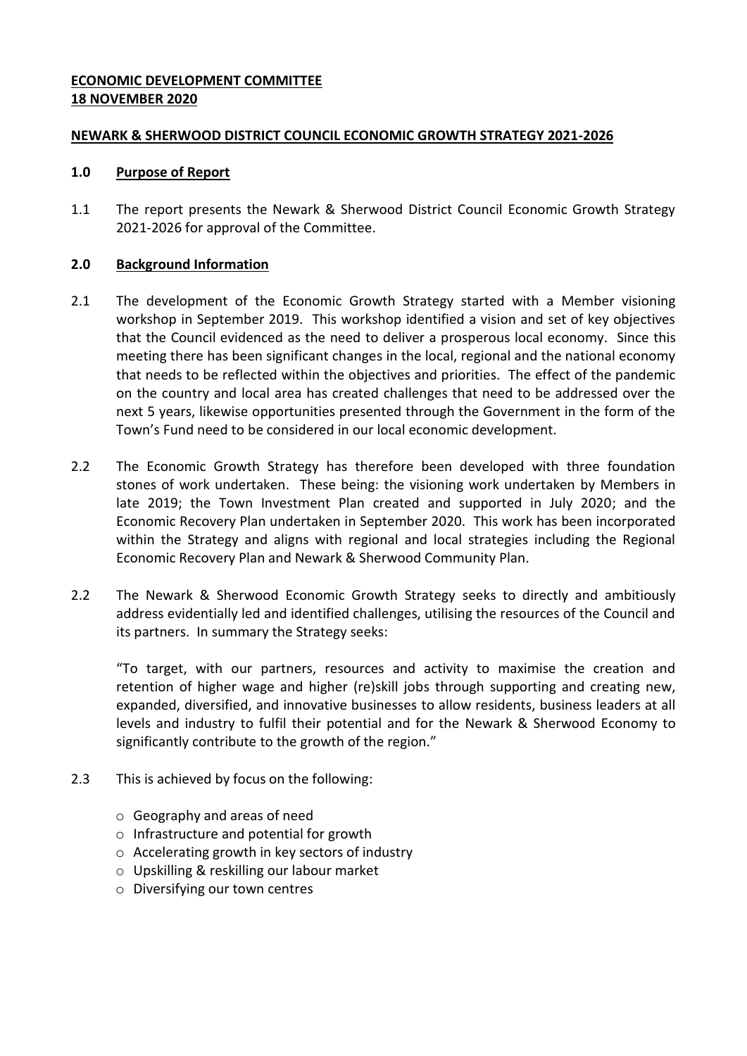**ECONOMIC DEVELOPMENT COMMITTEE**
**18 NOVEMBER 2020**

**NEWARK & SHERWOOD DISTRICT COUNCIL ECONOMIC GROWTH STRATEGY 2021-2026**

## 1.0 Purpose of Report

1.1 The report presents the Newark & Sherwood District Council Economic Growth Strategy 2021-2026 for approval of the Committee.

## 2.0 Background Information

2.1 The development of the Economic Growth Strategy started with a Member visioning workshop in September 2019. This workshop identified a vision and set of key objectives that the Council evidenced as the need to deliver a prosperous local economy. Since this meeting there has been significant changes in the local, regional and the national economy that needs to be reflected within the objectives and priorities. The effect of the pandemic on the country and local area has created challenges that need to be addressed over the next 5 years, likewise opportunities presented through the Government in the form of the Town's Fund need to be considered in our local economic development.

2.2 The Economic Growth Strategy has therefore been developed with three foundation stones of work undertaken. These being: the visioning work undertaken by Members in late 2019; the Town Investment Plan created and supported in July 2020; and the Economic Recovery Plan undertaken in September 2020. This work has been incorporated within the Strategy and aligns with regional and local strategies including the Regional Economic Recovery Plan and Newark & Sherwood Community Plan.

2.2 The Newark & Sherwood Economic Growth Strategy seeks to directly and ambitiously address evidentially led and identified challenges, utilising the resources of the Council and its partners. In summary the Strategy seeks:

"To target, with our partners, resources and activity to maximise the creation and retention of higher wage and higher (re)skill jobs through supporting and creating new, expanded, diversified, and innovative businesses to allow residents, business leaders at all levels and industry to fulfil their potential and for the Newark & Sherwood Economy to significantly contribute to the growth of the region."

2.3 This is achieved by focus on the following:

- Geography and areas of need
- Infrastructure and potential for growth
- Accelerating growth in key sectors of industry
- Upskilling & reskilling our labour market
- Diversifying our town centres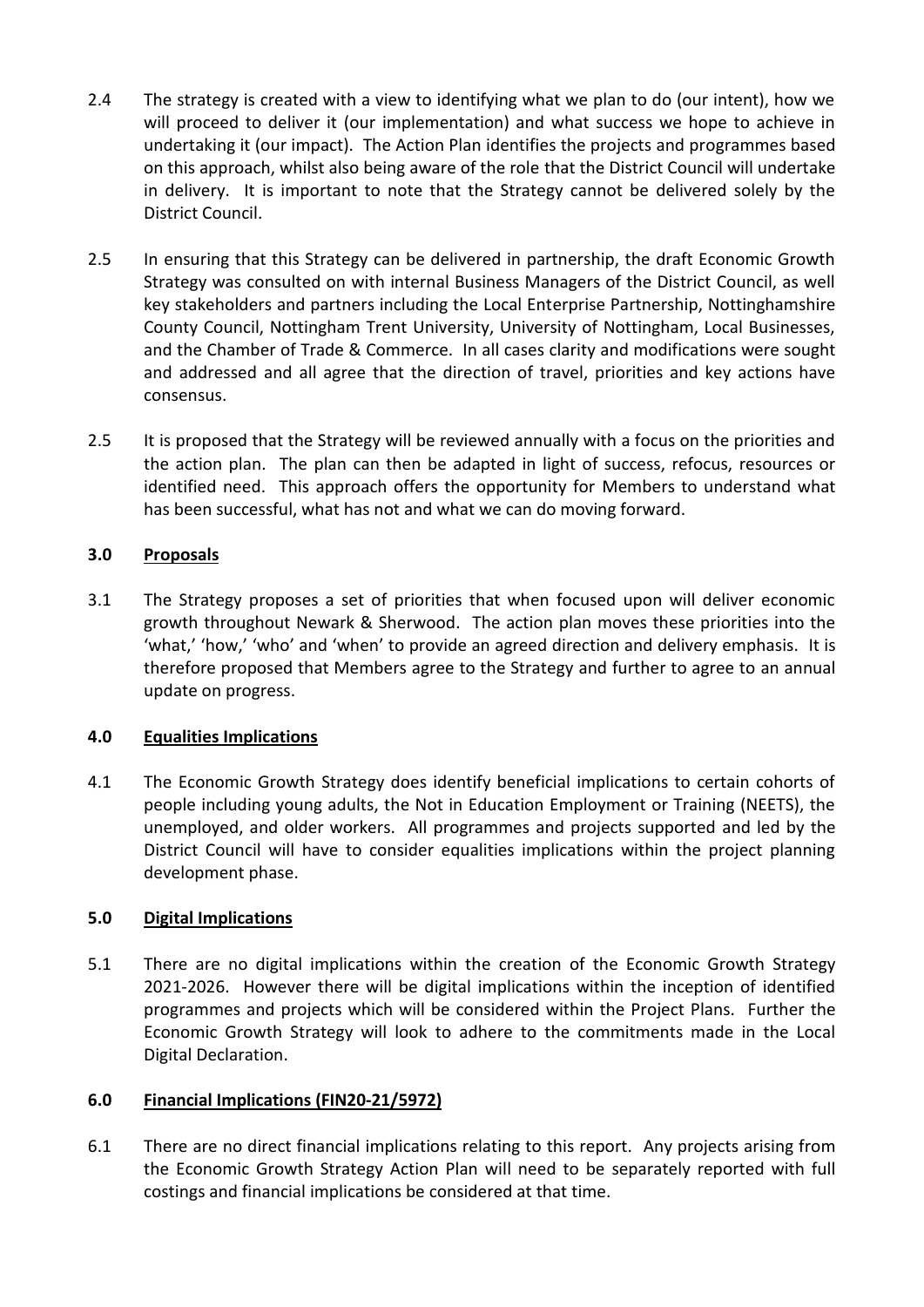2.4 The strategy is created with a view to identifying what we plan to do (our intent), how we will proceed to deliver it (our implementation) and what success we hope to achieve in undertaking it (our impact). The Action Plan identifies the projects and programmes based on this approach, whilst also being aware of the role that the District Council will undertake in delivery. It is important to note that the Strategy cannot be delivered solely by the District Council.

2.5 In ensuring that this Strategy can be delivered in partnership, the draft Economic Growth Strategy was consulted on with internal Business Managers of the District Council, as well key stakeholders and partners including the Local Enterprise Partnership, Nottinghamshire County Council, Nottingham Trent University, University of Nottingham, Local Businesses, and the Chamber of Trade & Commerce. In all cases clarity and modifications were sought and addressed and all agree that the direction of travel, priorities and key actions have consensus.

2.5 It is proposed that the Strategy will be reviewed annually with a focus on the priorities and the action plan. The plan can then be adapted in light of success, refocus, resources or identified need. This approach offers the opportunity for Members to understand what has been successful, what has not and what we can do moving forward.

## 3.0 Proposals

3.1 The Strategy proposes a set of priorities that when focused upon will deliver economic growth throughout Newark & Sherwood. The action plan moves these priorities into the 'what,' 'how,' 'who' and 'when' to provide an agreed direction and delivery emphasis. It is therefore proposed that Members agree to the Strategy and further to agree to an annual update on progress.

## 4.0 Equalities Implications

4.1 The Economic Growth Strategy does identify beneficial implications to certain cohorts of people including young adults, the Not in Education Employment or Training (NEETS), the unemployed, and older workers. All programmes and projects supported and led by the District Council will have to consider equalities implications within the project planning development phase.

## 5.0 Digital Implications

5.1 There are no digital implications within the creation of the Economic Growth Strategy 2021-2026. However there will be digital implications within the inception of identified programmes and projects which will be considered within the Project Plans. Further the Economic Growth Strategy will look to adhere to the commitments made in the Local Digital Declaration.

## 6.0 Financial Implications (FIN20-21/5972)

6.1 There are no direct financial implications relating to this report. Any projects arising from the Economic Growth Strategy Action Plan will need to be separately reported with full costings and financial implications be considered at that time.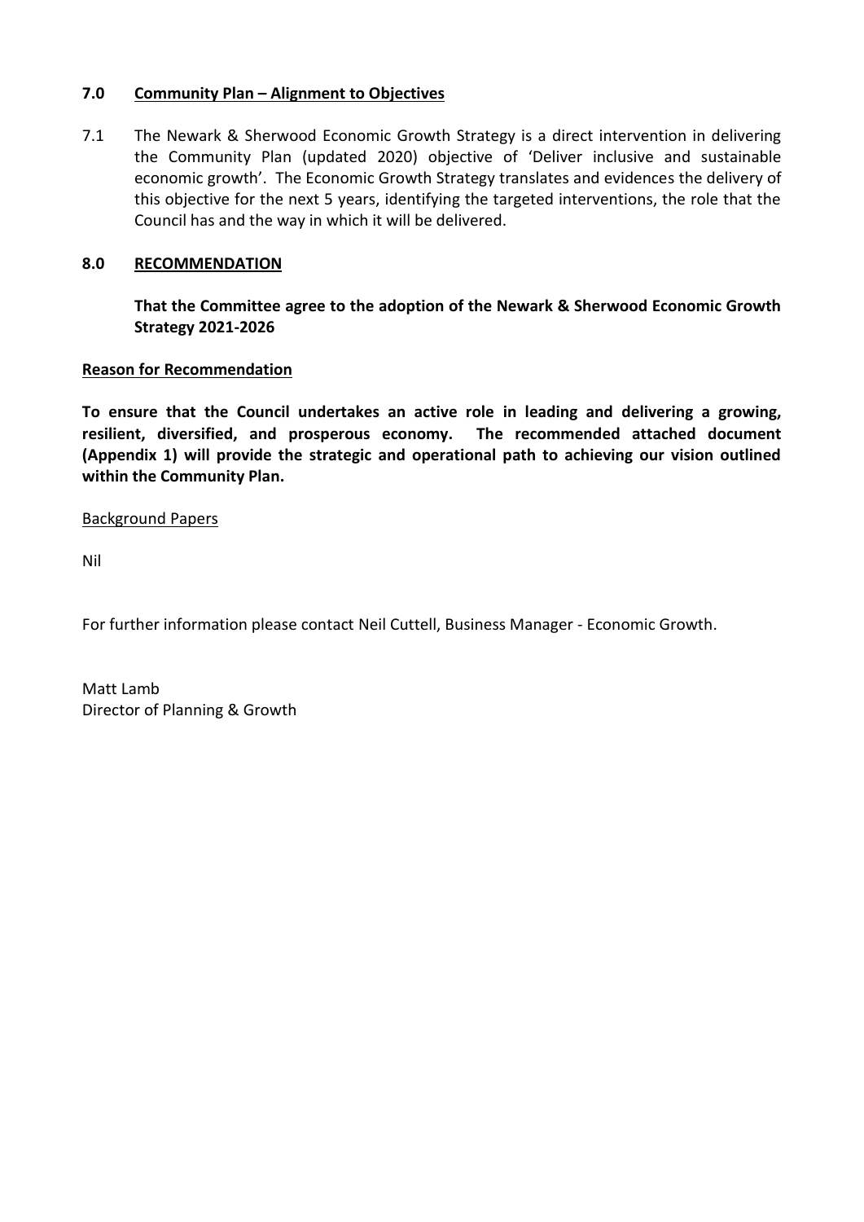## 7.0 Community Plan – Alignment to Objectives

7.1 The Newark & Sherwood Economic Growth Strategy is a direct intervention in delivering the Community Plan (updated 2020) objective of 'Deliver inclusive and sustainable economic growth'. The Economic Growth Strategy translates and evidences the delivery of this objective for the next 5 years, identifying the targeted interventions, the role that the Council has and the way in which it will be delivered.

## 8.0 RECOMMENDATION

**That the Committee agree to the adoption of the Newark & Sherwood Economic Growth Strategy 2021-2026**

**Reason for Recommendation**

**To ensure that the Council undertakes an active role in leading and delivering a growing, resilient, diversified, and prosperous economy. The recommended attached document (Appendix 1) will provide the strategic and operational path to achieving our vision outlined within the Community Plan.**

Background Papers

Nil

For further information please contact Neil Cuttell, Business Manager - Economic Growth.

Matt Lamb
Director of Planning & Growth